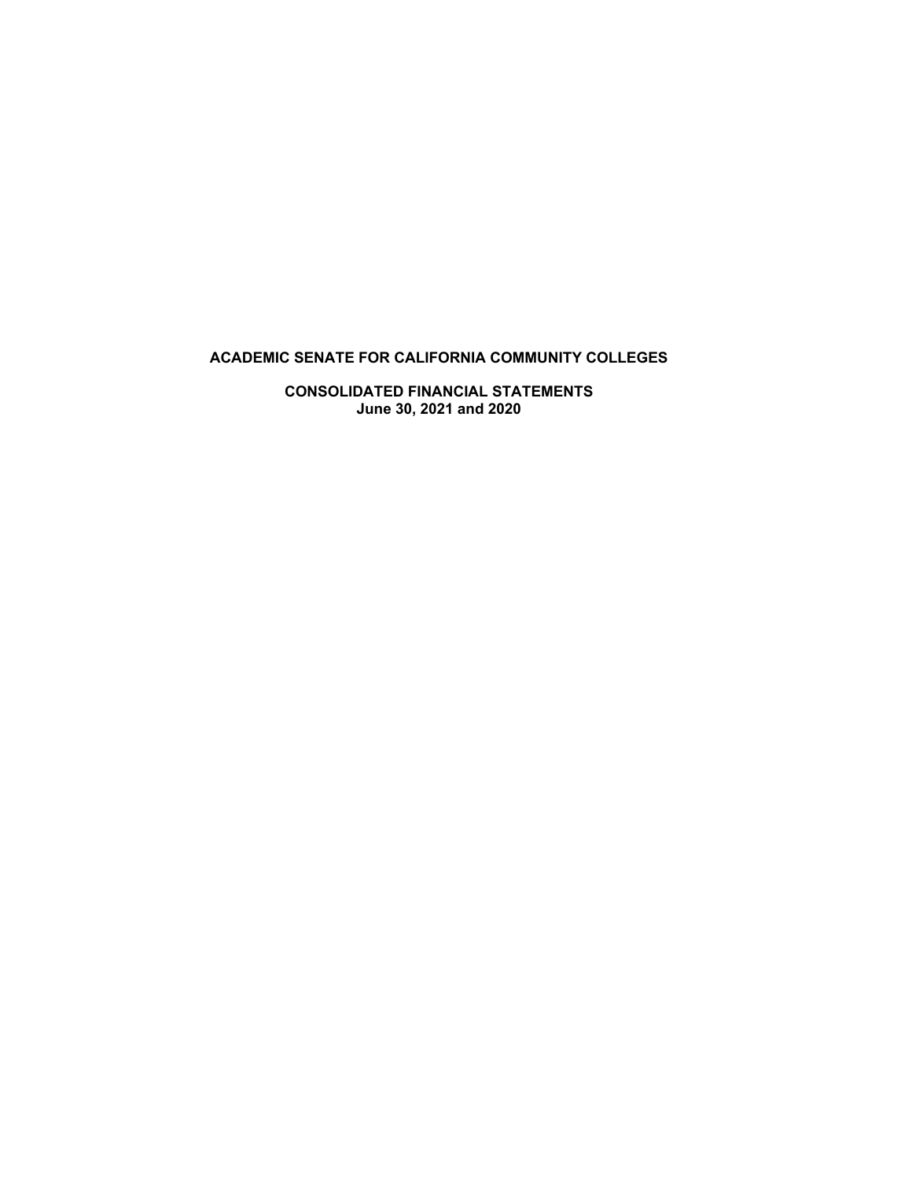# ACADEMIC SENATE FOR CALIFORNIA COMMUNITY COLLEGES

## CONSOLIDATED FINANCIAL STATEMENTS
**June 30, 2021 and 2020**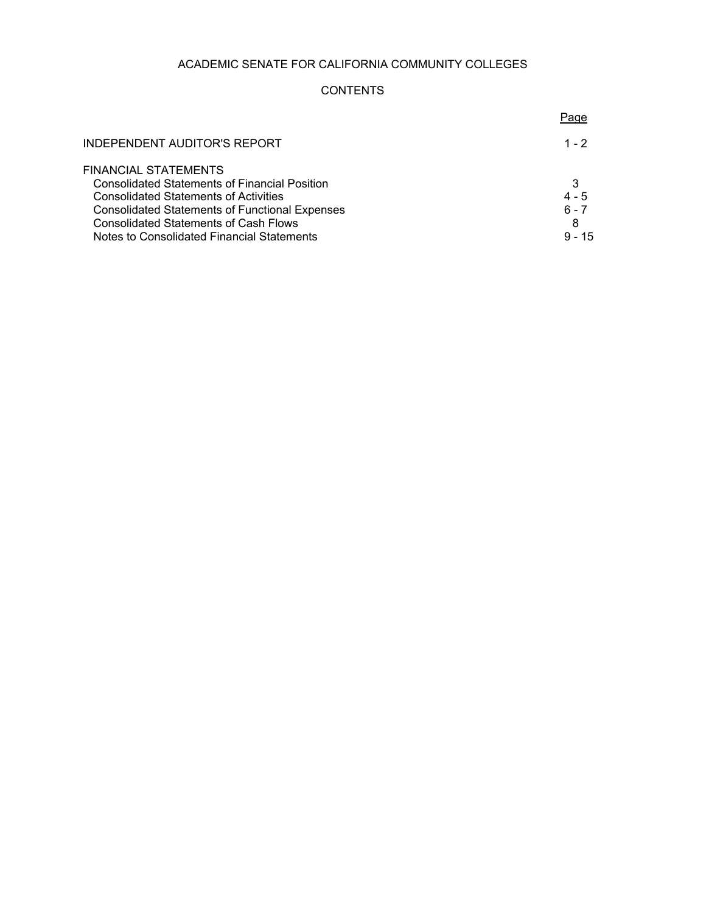# ACADEMIC SENATE FOR CALIFORNIA COMMUNITY COLLEGES

## CONTENTS

| | Page |
|---|---|
| INDEPENDENT AUDITOR'S REPORT | 1 - 2 |
| FINANCIAL STATEMENTS | |
| Consolidated Statements of Financial Position | 3 |
| Consolidated Statements of Activities | 4 - 5 |
| Consolidated Statements of Functional Expenses | 6 - 7 |
| Consolidated Statements of Cash Flows | 8 |
| Notes to Consolidated Financial Statements | 9 - 15 |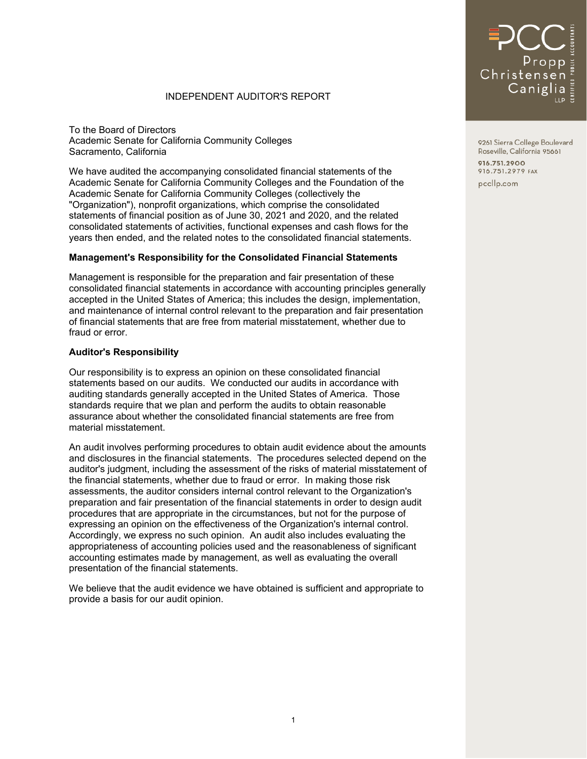# INDEPENDENT AUDITOR'S REPORT

To the Board of Directors
Academic Senate for California Community Colleges
Sacramento, California

We have audited the accompanying consolidated financial statements of the Academic Senate for California Community Colleges and the Foundation of the Academic Senate for California Community Colleges (collectively the "Organization"), nonprofit organizations, which comprise the consolidated statements of financial position as of June 30, 2021 and 2020, and the related consolidated statements of activities, functional expenses and cash flows for the years then ended, and the related notes to the consolidated financial statements.

**Management's Responsibility for the Consolidated Financial Statements**

Management is responsible for the preparation and fair presentation of these consolidated financial statements in accordance with accounting principles generally accepted in the United States of America; this includes the design, implementation, and maintenance of internal control relevant to the preparation and fair presentation of financial statements that are free from material misstatement, whether due to fraud or error.

**Auditor's Responsibility**

Our responsibility is to express an opinion on these consolidated financial statements based on our audits. We conducted our audits in accordance with auditing standards generally accepted in the United States of America. Those standards require that we plan and perform the audits to obtain reasonable assurance about whether the consolidated financial statements are free from material misstatement.

An audit involves performing procedures to obtain audit evidence about the amounts and disclosures in the financial statements. The procedures selected depend on the auditor's judgment, including the assessment of the risks of material misstatement of the financial statements, whether due to fraud or error. In making those risk assessments, the auditor considers internal control relevant to the Organization's preparation and fair presentation of the financial statements in order to design audit procedures that are appropriate in the circumstances, but not for the purpose of expressing an opinion on the effectiveness of the Organization's internal control. Accordingly, we express no such opinion. An audit also includes evaluating the appropriateness of accounting policies used and the reasonableness of significant accounting estimates made by management, as well as evaluating the overall presentation of the financial statements.

We believe that the audit evidence we have obtained is sufficient and appropriate to provide a basis for our audit opinion.

PCC
Propp Christensen Caniglia LLP
CERTIFIED PUBLIC ACCOUNTANTS

9261 Sierra College Boulevard
Roseville, California 95661
916.751.2900
916.751.2979 FAX
pccllp.com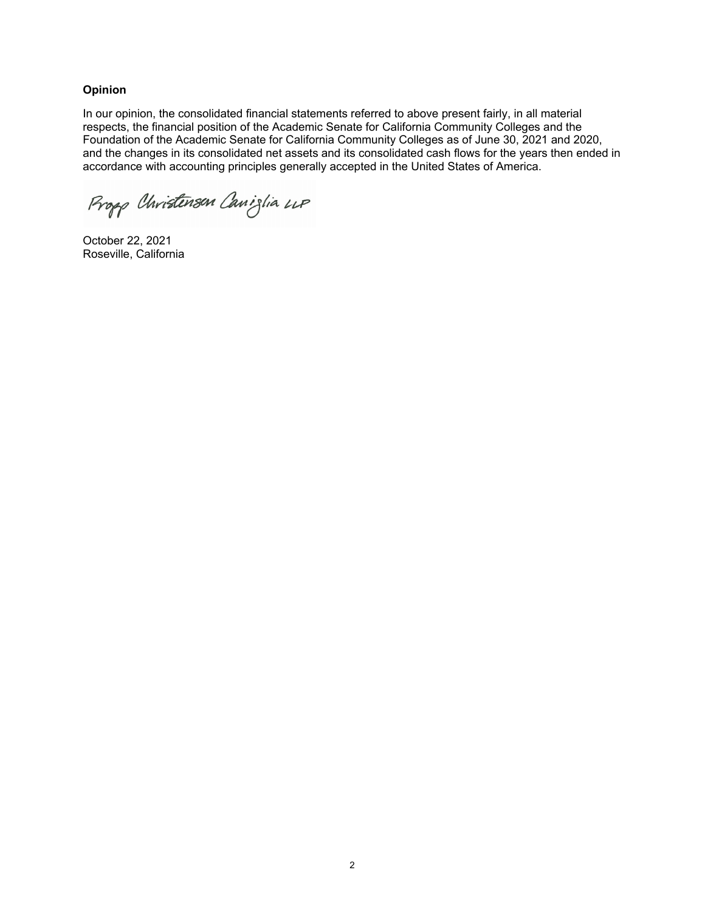**Opinion**

In our opinion, the consolidated financial statements referred to above present fairly, in all material respects, the financial position of the Academic Senate for California Community Colleges and the Foundation of the Academic Senate for California Community Colleges as of June 30, 2021 and 2020, and the changes in its consolidated net assets and its consolidated cash flows for the years then ended in accordance with accounting principles generally accepted in the United States of America.

Propp Christensen Caniglia LLP

October 22, 2021
Roseville, California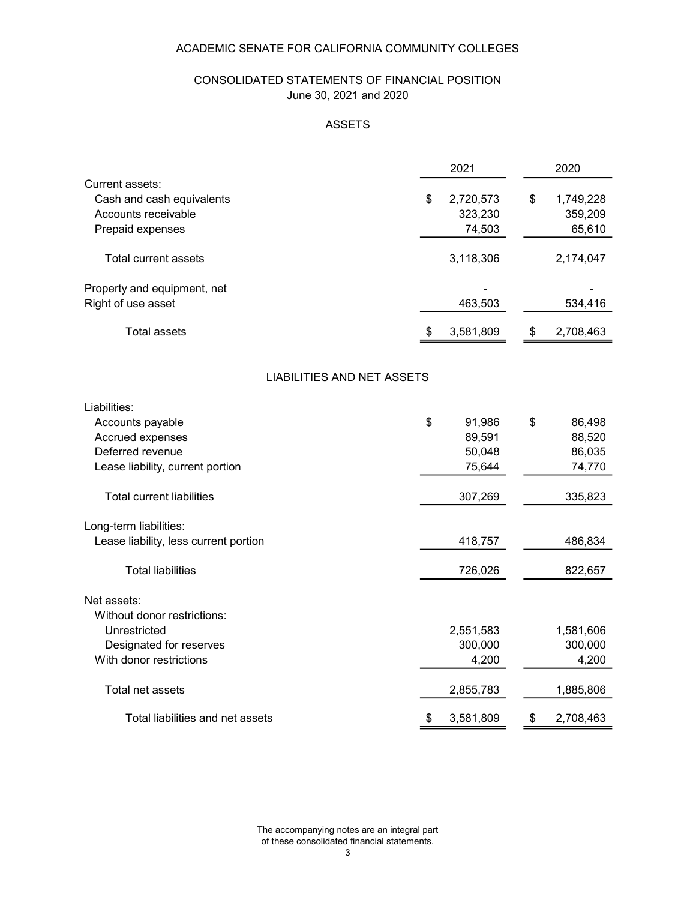# ACADEMIC SENATE FOR CALIFORNIA COMMUNITY COLLEGES

## CONSOLIDATED STATEMENTS OF FINANCIAL POSITION

June 30, 2021 and 2020

### ASSETS

| | 2021 | 2020 |
|---|---|---|
| Current assets: | | |
| Cash and cash equivalents | $ 2,720,573 | $ 1,749,228 |
| Accounts receivable | 323,230 | 359,209 |
| Prepaid expenses | 74,503 | 65,610 |
| Total current assets | 3,118,306 | 2,174,047 |
| Property and equipment, net | - | - |
| Right of use asset | 463,503 | 534,416 |
| Total assets | $ 3,581,809 | $ 2,708,463 |

### LIABILITIES AND NET ASSETS

| | 2021 | 2020 |
|---|---|---|
| Liabilities: | | |
| Accounts payable | $ 91,986 | $ 86,498 |
| Accrued expenses | 89,591 | 88,520 |
| Deferred revenue | 50,048 | 86,035 |
| Lease liability, current portion | 75,644 | 74,770 |
| Total current liabilities | 307,269 | 335,823 |
| Long-term liabilities: | | |
| Lease liability, less current portion | 418,757 | 486,834 |
| Total liabilities | 726,026 | 822,657 |
| Net assets: | | |
| Without donor restrictions: | | |
| Unrestricted | 2,551,583 | 1,581,606 |
| Designated for reserves | 300,000 | 300,000 |
| With donor restrictions | 4,200 | 4,200 |
| Total net assets | 2,855,783 | 1,885,806 |
| Total liabilities and net assets | $ 3,581,809 | $ 2,708,463 |

The accompanying notes are an integral part of these consolidated financial statements.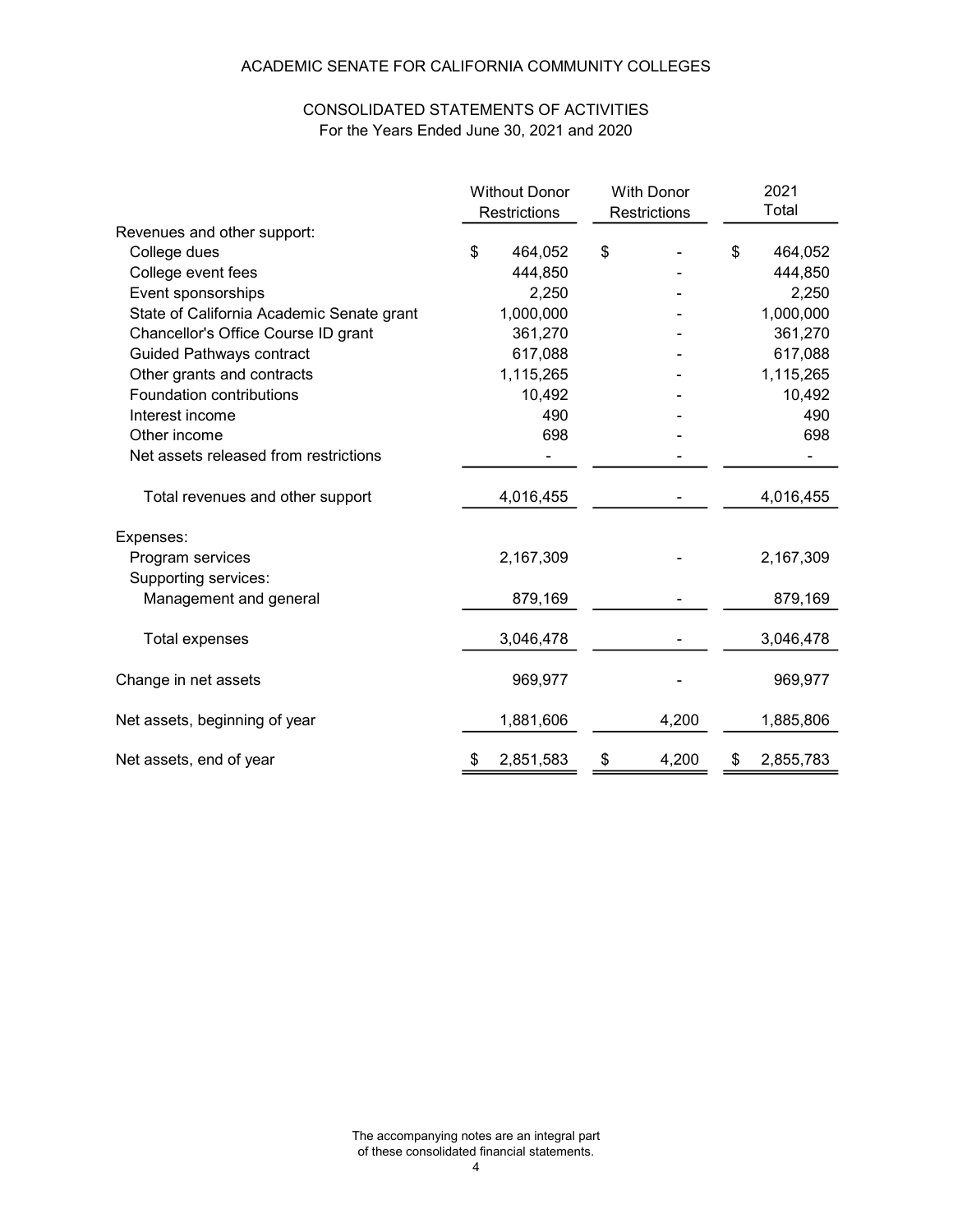# ACADEMIC SENATE FOR CALIFORNIA COMMUNITY COLLEGES

## CONSOLIDATED STATEMENTS OF ACTIVITIES
For the Years Ended June 30, 2021 and 2020

| | Without Donor Restrictions | With Donor Restrictions | 2021 Total |
|---|---|---|---|
| Revenues and other support: | | | |
| College dues | $ 464,052 | $ - | $ 464,052 |
| College event fees | 444,850 | - | 444,850 |
| Event sponsorships | 2,250 | - | 2,250 |
| State of California Academic Senate grant | 1,000,000 | - | 1,000,000 |
| Chancellor's Office Course ID grant | 361,270 | - | 361,270 |
| Guided Pathways contract | 617,088 | - | 617,088 |
| Other grants and contracts | 1,115,265 | - | 1,115,265 |
| Foundation contributions | 10,492 | - | 10,492 |
| Interest income | 490 | - | 490 |
| Other income | 698 | - | 698 |
| Net assets released from restrictions | - | - | - |
| Total revenues and other support | 4,016,455 | - | 4,016,455 |
| Expenses: | | | |
| Program services | 2,167,309 | - | 2,167,309 |
| Supporting services: | | | |
| Management and general | 879,169 | - | 879,169 |
| Total expenses | 3,046,478 | - | 3,046,478 |
| Change in net assets | 969,977 | - | 969,977 |
| Net assets, beginning of year | 1,881,606 | 4,200 | 1,885,806 |
| Net assets, end of year | $ 2,851,583 | $ 4,200 | $ 2,855,783 |

The accompanying notes are an integral part of these consolidated financial statements.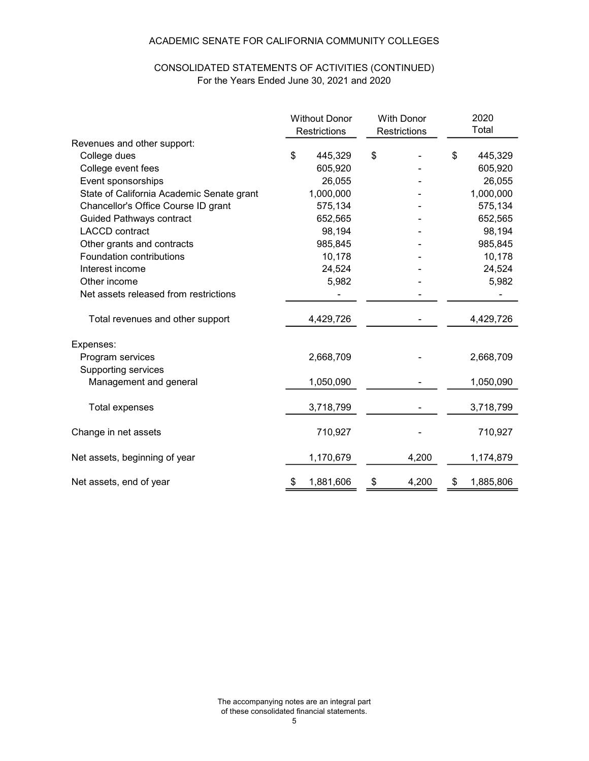ACADEMIC SENATE FOR CALIFORNIA COMMUNITY COLLEGES

# CONSOLIDATED STATEMENTS OF ACTIVITIES (CONTINUED)

For the Years Ended June 30, 2021 and 2020

| | Without Donor Restrictions | With Donor Restrictions | 2020 Total |
|---|---|---|---|
| Revenues and other support: | | | |
| College dues | $ 445,329 | $ - | $ 445,329 |
| College event fees | 605,920 | - | 605,920 |
| Event sponsorships | 26,055 | - | 26,055 |
| State of California Academic Senate grant | 1,000,000 | - | 1,000,000 |
| Chancellor's Office Course ID grant | 575,134 | - | 575,134 |
| Guided Pathways contract | 652,565 | - | 652,565 |
| LACCD contract | 98,194 | - | 98,194 |
| Other grants and contracts | 985,845 | - | 985,845 |
| Foundation contributions | 10,178 | - | 10,178 |
| Interest income | 24,524 | - | 24,524 |
| Other income | 5,982 | - | 5,982 |
| Net assets released from restrictions | - | - | - |
| Total revenues and other support | 4,429,726 | - | 4,429,726 |
| Expenses: | | | |
| Program services | 2,668,709 | - | 2,668,709 |
| Supporting services | | | |
| Management and general | 1,050,090 | - | 1,050,090 |
| Total expenses | 3,718,799 | - | 3,718,799 |
| Change in net assets | 710,927 | - | 710,927 |
| Net assets, beginning of year | 1,170,679 | 4,200 | 1,174,879 |
| Net assets, end of year | $ 1,881,606 | $ 4,200 | $ 1,885,806 |

The accompanying notes are an integral part of these consolidated financial statements.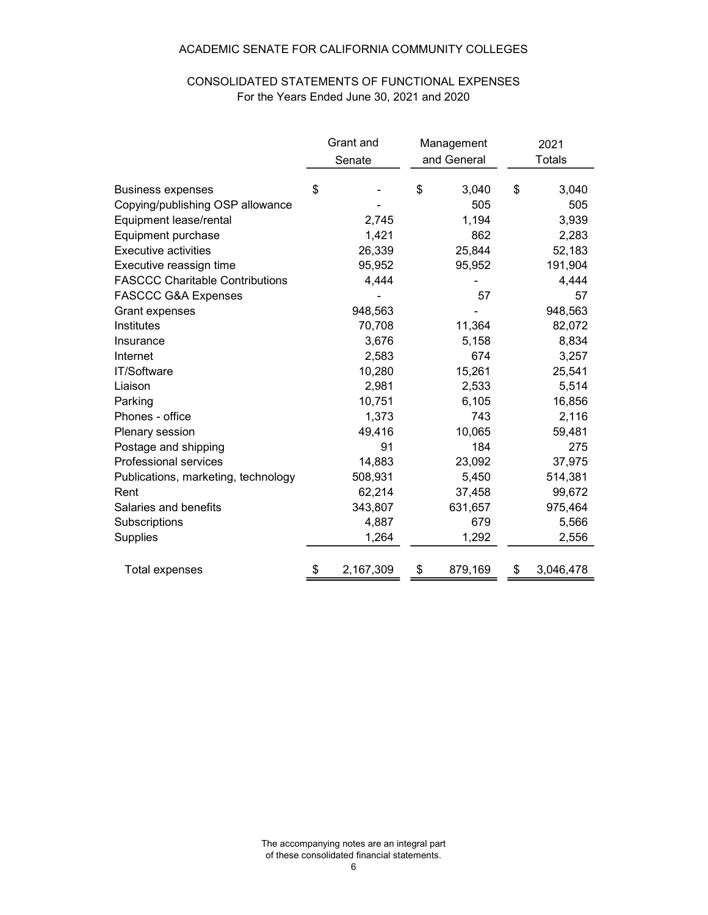# ACADEMIC SENATE FOR CALIFORNIA COMMUNITY COLLEGES

## CONSOLIDATED STATEMENTS OF FUNCTIONAL EXPENSES
For the Years Ended June 30, 2021 and 2020

| | Grant and Senate | Management and General | 2021 Totals |
|---|---|---|---|
| Business expenses | $ - | $ 3,040 | $ 3,040 |
| Copying/publishing OSP allowance | - | 505 | 505 |
| Equipment lease/rental | 2,745 | 1,194 | 3,939 |
| Equipment purchase | 1,421 | 862 | 2,283 |
| Executive activities | 26,339 | 25,844 | 52,183 |
| Executive reassign time | 95,952 | 95,952 | 191,904 |
| FASCCC Charitable Contributions | 4,444 | - | 4,444 |
| FASCCC G&A Expenses | - | 57 | 57 |
| Grant expenses | 948,563 | - | 948,563 |
| Institutes | 70,708 | 11,364 | 82,072 |
| Insurance | 3,676 | 5,158 | 8,834 |
| Internet | 2,583 | 674 | 3,257 |
| IT/Software | 10,280 | 15,261 | 25,541 |
| Liaison | 2,981 | 2,533 | 5,514 |
| Parking | 10,751 | 6,105 | 16,856 |
| Phones - office | 1,373 | 743 | 2,116 |
| Plenary session | 49,416 | 10,065 | 59,481 |
| Postage and shipping | 91 | 184 | 275 |
| Professional services | 14,883 | 23,092 | 37,975 |
| Publications, marketing, technology | 508,931 | 5,450 | 514,381 |
| Rent | 62,214 | 37,458 | 99,672 |
| Salaries and benefits | 343,807 | 631,657 | 975,464 |
| Subscriptions | 4,887 | 679 | 5,566 |
| Supplies | 1,264 | 1,292 | 2,556 |
| Total expenses | $ 2,167,309 | $ 879,169 | $ 3,046,478 |

The accompanying notes are an integral part of these consolidated financial statements.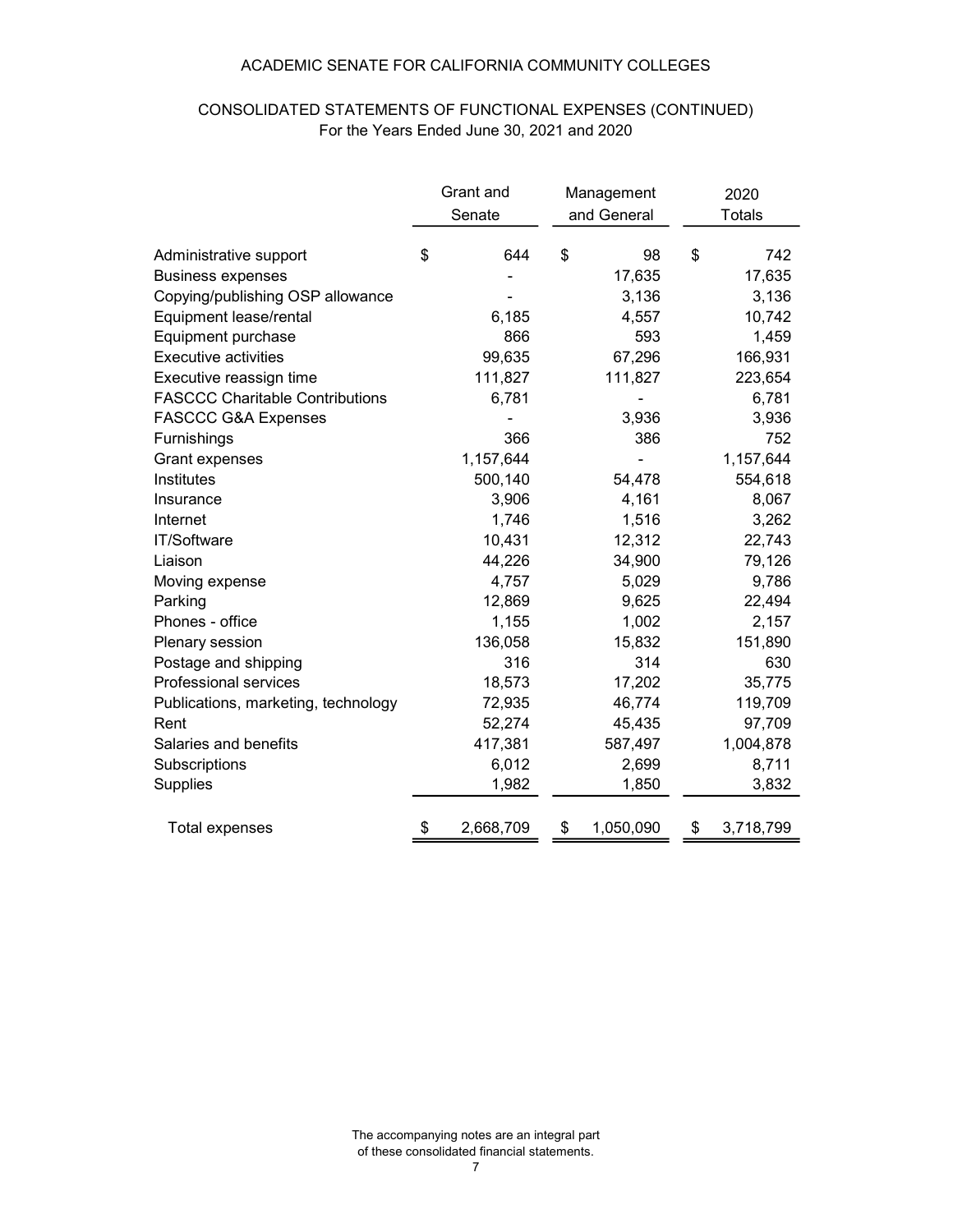ACADEMIC SENATE FOR CALIFORNIA COMMUNITY COLLEGES

CONSOLIDATED STATEMENTS OF FUNCTIONAL EXPENSES (CONTINUED)
For the Years Ended June 30, 2021 and 2020

| | Grant and Senate | Management and General | 2020 Totals |
|---|---|---|---|
| Administrative support | $ 644 | $ 98 | $ 742 |
| Business expenses | - | 17,635 | 17,635 |
| Copying/publishing OSP allowance | - | 3,136 | 3,136 |
| Equipment lease/rental | 6,185 | 4,557 | 10,742 |
| Equipment purchase | 866 | 593 | 1,459 |
| Executive activities | 99,635 | 67,296 | 166,931 |
| Executive reassign time | 111,827 | 111,827 | 223,654 |
| FASCCC Charitable Contributions | 6,781 | - | 6,781 |
| FASCCC G&A Expenses | - | 3,936 | 3,936 |
| Furnishings | 366 | 386 | 752 |
| Grant expenses | 1,157,644 | - | 1,157,644 |
| Institutes | 500,140 | 54,478 | 554,618 |
| Insurance | 3,906 | 4,161 | 8,067 |
| Internet | 1,746 | 1,516 | 3,262 |
| IT/Software | 10,431 | 12,312 | 22,743 |
| Liaison | 44,226 | 34,900 | 79,126 |
| Moving expense | 4,757 | 5,029 | 9,786 |
| Parking | 12,869 | 9,625 | 22,494 |
| Phones - office | 1,155 | 1,002 | 2,157 |
| Plenary session | 136,058 | 15,832 | 151,890 |
| Postage and shipping | 316 | 314 | 630 |
| Professional services | 18,573 | 17,202 | 35,775 |
| Publications, marketing, technology | 72,935 | 46,774 | 119,709 |
| Rent | 52,274 | 45,435 | 97,709 |
| Salaries and benefits | 417,381 | 587,497 | 1,004,878 |
| Subscriptions | 6,012 | 2,699 | 8,711 |
| Supplies | 1,982 | 1,850 | 3,832 |
| Total expenses | $ 2,668,709 | $ 1,050,090 | $ 3,718,799 |

The accompanying notes are an integral part of these consolidated financial statements.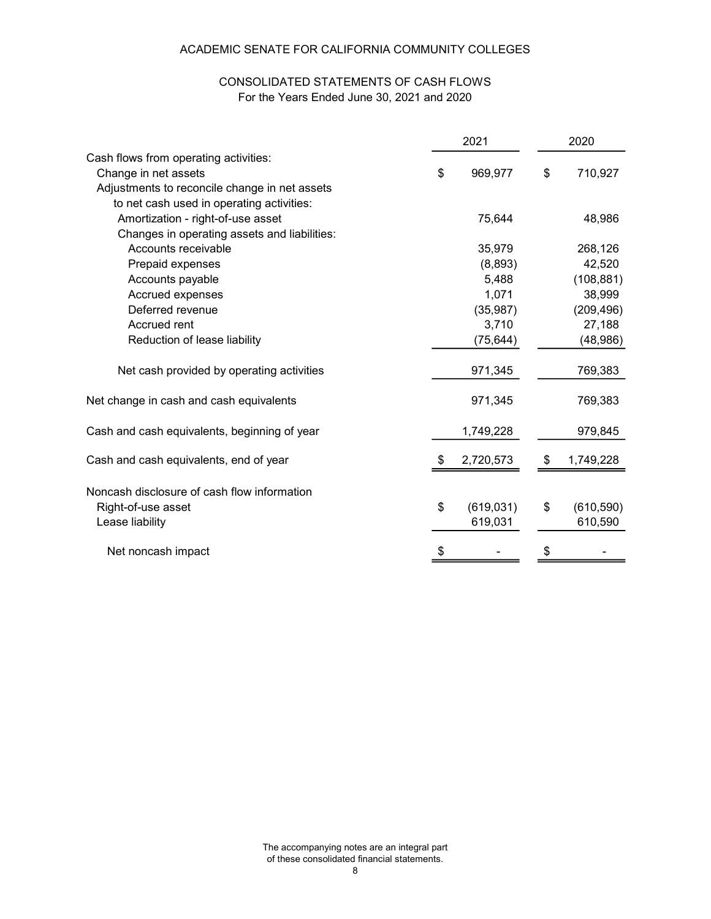# ACADEMIC SENATE FOR CALIFORNIA COMMUNITY COLLEGES

## CONSOLIDATED STATEMENTS OF CASH FLOWS
For the Years Ended June 30, 2021 and 2020

| | 2021 | 2020 |
|---|---|---|
| Cash flows from operating activities: | | |
| Change in net assets | $ 969,977 | $ 710,927 |
| Adjustments to reconcile change in net assets to net cash used in operating activities: | | |
| Amortization - right-of-use asset | 75,644 | 48,986 |
| Changes in operating assets and liabilities: | | |
| Accounts receivable | 35,979 | 268,126 |
| Prepaid expenses | (8,893) | 42,520 |
| Accounts payable | 5,488 | (108,881) |
| Accrued expenses | 1,071 | 38,999 |
| Deferred revenue | (35,987) | (209,496) |
| Accrued rent | 3,710 | 27,188 |
| Reduction of lease liability | (75,644) | (48,986) |
| Net cash provided by operating activities | 971,345 | 769,383 |
| Net change in cash and cash equivalents | 971,345 | 769,383 |
| Cash and cash equivalents, beginning of year | 1,749,228 | 979,845 |
| Cash and cash equivalents, end of year | $ 2,720,573 | $ 1,749,228 |
| Noncash disclosure of cash flow information | | |
| Right-of-use asset | $ (619,031) | $ (610,590) |
| Lease liability | 619,031 | 610,590 |
| Net noncash impact | $ - | $ - |

The accompanying notes are an integral part of these consolidated financial statements.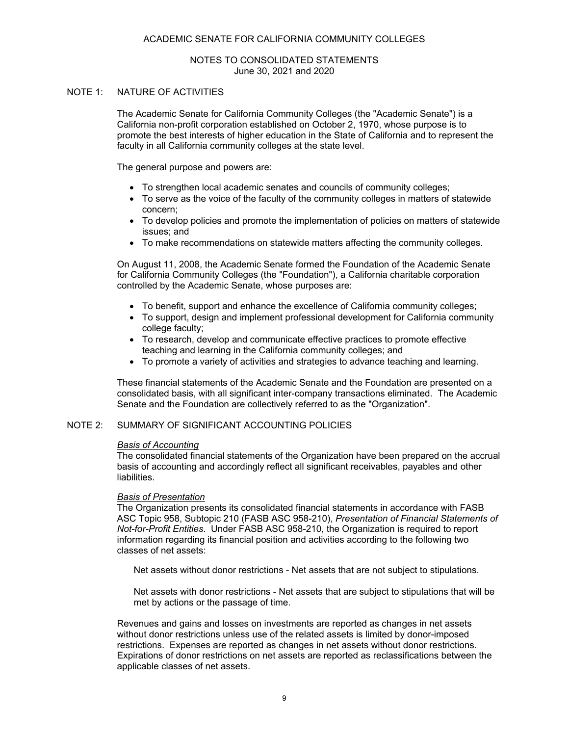# ACADEMIC SENATE FOR CALIFORNIA COMMUNITY COLLEGES

## NOTES TO CONSOLIDATED STATEMENTS
June 30, 2021 and 2020

## NOTE 1: NATURE OF ACTIVITIES

The Academic Senate for California Community Colleges (the "Academic Senate") is a California non-profit corporation established on October 2, 1970, whose purpose is to promote the best interests of higher education in the State of California and to represent the faculty in all California community colleges at the state level.

The general purpose and powers are:

- To strengthen local academic senates and councils of community colleges;
- To serve as the voice of the faculty of the community colleges in matters of statewide concern;
- To develop policies and promote the implementation of policies on matters of statewide issues; and
- To make recommendations on statewide matters affecting the community colleges.

On August 11, 2008, the Academic Senate formed the Foundation of the Academic Senate for California Community Colleges (the "Foundation"), a California charitable corporation controlled by the Academic Senate, whose purposes are:

- To benefit, support and enhance the excellence of California community colleges;
- To support, design and implement professional development for California community college faculty;
- To research, develop and communicate effective practices to promote effective teaching and learning in the California community colleges; and
- To promote a variety of activities and strategies to advance teaching and learning.

These financial statements of the Academic Senate and the Foundation are presented on a consolidated basis, with all significant inter-company transactions eliminated. The Academic Senate and the Foundation are collectively referred to as the "Organization".

## NOTE 2: SUMMARY OF SIGNIFICANT ACCOUNTING POLICIES

*Basis of Accounting*
The consolidated financial statements of the Organization have been prepared on the accrual basis of accounting and accordingly reflect all significant receivables, payables and other liabilities.

*Basis of Presentation*
The Organization presents its consolidated financial statements in accordance with FASB ASC Topic 958, Subtopic 210 (FASB ASC 958-210), *Presentation of Financial Statements of Not-for-Profit Entities*. Under FASB ASC 958-210, the Organization is required to report information regarding its financial position and activities according to the following two classes of net assets:

Net assets without donor restrictions - Net assets that are not subject to stipulations.

Net assets with donor restrictions - Net assets that are subject to stipulations that will be met by actions or the passage of time.

Revenues and gains and losses on investments are reported as changes in net assets without donor restrictions unless use of the related assets is limited by donor-imposed restrictions. Expenses are reported as changes in net assets without donor restrictions. Expirations of donor restrictions on net assets are reported as reclassifications between the applicable classes of net assets.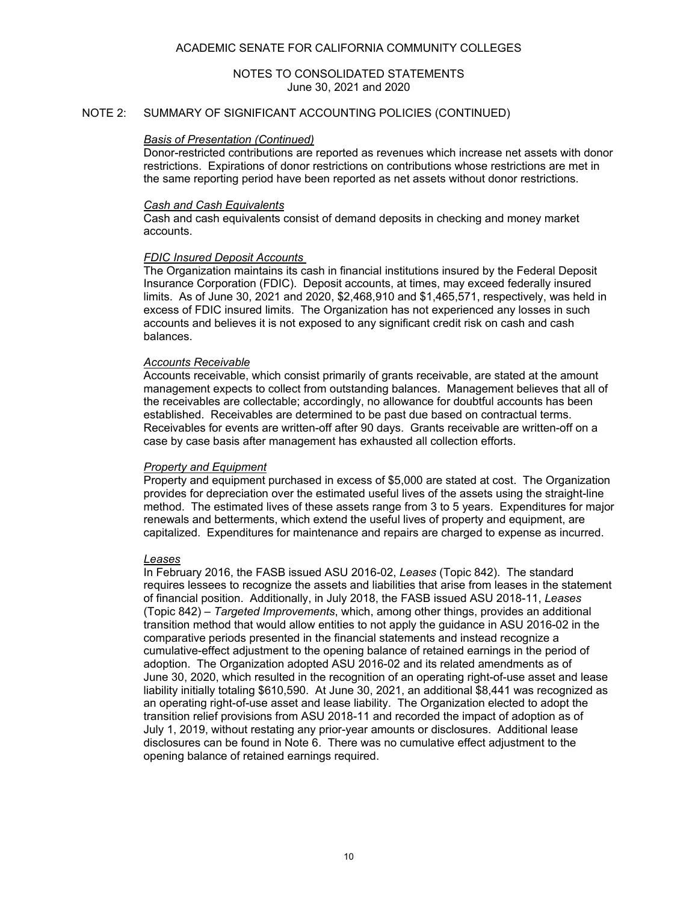# ACADEMIC SENATE FOR CALIFORNIA COMMUNITY COLLEGES

## NOTES TO CONSOLIDATED STATEMENTS
June 30, 2021 and 2020

### NOTE 2: SUMMARY OF SIGNIFICANT ACCOUNTING POLICIES (CONTINUED)

*Basis of Presentation (Continued)*

Donor-restricted contributions are reported as revenues which increase net assets with donor restrictions. Expirations of donor restrictions on contributions whose restrictions are met in the same reporting period have been reported as net assets without donor restrictions.

*Cash and Cash Equivalents*

Cash and cash equivalents consist of demand deposits in checking and money market accounts.

*FDIC Insured Deposit Accounts*

The Organization maintains its cash in financial institutions insured by the Federal Deposit Insurance Corporation (FDIC). Deposit accounts, at times, may exceed federally insured limits. As of June 30, 2021 and 2020, $2,468,910 and $1,465,571, respectively, was held in excess of FDIC insured limits. The Organization has not experienced any losses in such accounts and believes it is not exposed to any significant credit risk on cash and cash balances.

*Accounts Receivable*

Accounts receivable, which consist primarily of grants receivable, are stated at the amount management expects to collect from outstanding balances. Management believes that all of the receivables are collectable; accordingly, no allowance for doubtful accounts has been established. Receivables are determined to be past due based on contractual terms. Receivables for events are written-off after 90 days. Grants receivable are written-off on a case by case basis after management has exhausted all collection efforts.

*Property and Equipment*

Property and equipment purchased in excess of $5,000 are stated at cost. The Organization provides for depreciation over the estimated useful lives of the assets using the straight-line method. The estimated lives of these assets range from 3 to 5 years. Expenditures for major renewals and betterments, which extend the useful lives of property and equipment, are capitalized. Expenditures for maintenance and repairs are charged to expense as incurred.

*Leases*

In February 2016, the FASB issued ASU 2016-02, *Leases* (Topic 842). The standard requires lessees to recognize the assets and liabilities that arise from leases in the statement of financial position. Additionally, in July 2018, the FASB issued ASU 2018-11, *Leases* (Topic 842) – *Targeted Improvements*, which, among other things, provides an additional transition method that would allow entities to not apply the guidance in ASU 2016-02 in the comparative periods presented in the financial statements and instead recognize a cumulative-effect adjustment to the opening balance of retained earnings in the period of adoption. The Organization adopted ASU 2016-02 and its related amendments as of June 30, 2020, which resulted in the recognition of an operating right-of-use asset and lease liability initially totaling $610,590. At June 30, 2021, an additional $8,441 was recognized as an operating right-of-use asset and lease liability. The Organization elected to adopt the transition relief provisions from ASU 2018-11 and recorded the impact of adoption as of July 1, 2019, without restating any prior-year amounts or disclosures. Additional lease disclosures can be found in Note 6. There was no cumulative effect adjustment to the opening balance of retained earnings required.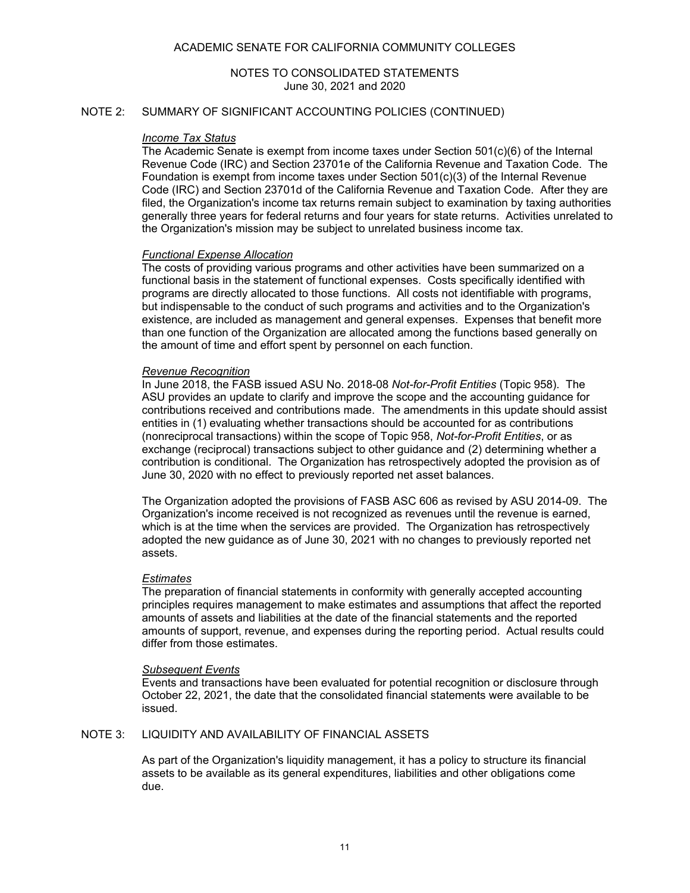# ACADEMIC SENATE FOR CALIFORNIA COMMUNITY COLLEGES

## NOTES TO CONSOLIDATED STATEMENTS
June 30, 2021 and 2020

## NOTE 2: SUMMARY OF SIGNIFICANT ACCOUNTING POLICIES (CONTINUED)

*Income Tax Status*

The Academic Senate is exempt from income taxes under Section 501(c)(6) of the Internal Revenue Code (IRC) and Section 23701e of the California Revenue and Taxation Code. The Foundation is exempt from income taxes under Section 501(c)(3) of the Internal Revenue Code (IRC) and Section 23701d of the California Revenue and Taxation Code. After they are filed, the Organization's income tax returns remain subject to examination by taxing authorities generally three years for federal returns and four years for state returns. Activities unrelated to the Organization's mission may be subject to unrelated business income tax.

*Functional Expense Allocation*

The costs of providing various programs and other activities have been summarized on a functional basis in the statement of functional expenses. Costs specifically identified with programs are directly allocated to those functions. All costs not identifiable with programs, but indispensable to the conduct of such programs and activities and to the Organization's existence, are included as management and general expenses. Expenses that benefit more than one function of the Organization are allocated among the functions based generally on the amount of time and effort spent by personnel on each function.

*Revenue Recognition*

In June 2018, the FASB issued ASU No. 2018-08 *Not-for-Profit Entities* (Topic 958). The ASU provides an update to clarify and improve the scope and the accounting guidance for contributions received and contributions made. The amendments in this update should assist entities in (1) evaluating whether transactions should be accounted for as contributions (nonreciprocal transactions) within the scope of Topic 958, *Not-for-Profit Entities*, or as exchange (reciprocal) transactions subject to other guidance and (2) determining whether a contribution is conditional. The Organization has retrospectively adopted the provision as of June 30, 2020 with no effect to previously reported net asset balances.

The Organization adopted the provisions of FASB ASC 606 as revised by ASU 2014-09. The Organization's income received is not recognized as revenues until the revenue is earned, which is at the time when the services are provided. The Organization has retrospectively adopted the new guidance as of June 30, 2021 with no changes to previously reported net assets.

*Estimates*

The preparation of financial statements in conformity with generally accepted accounting principles requires management to make estimates and assumptions that affect the reported amounts of assets and liabilities at the date of the financial statements and the reported amounts of support, revenue, and expenses during the reporting period. Actual results could differ from those estimates.

*Subsequent Events*

Events and transactions have been evaluated for potential recognition or disclosure through October 22, 2021, the date that the consolidated financial statements were available to be issued.

## NOTE 3: LIQUIDITY AND AVAILABILITY OF FINANCIAL ASSETS

As part of the Organization's liquidity management, it has a policy to structure its financial assets to be available as its general expenditures, liabilities and other obligations come due.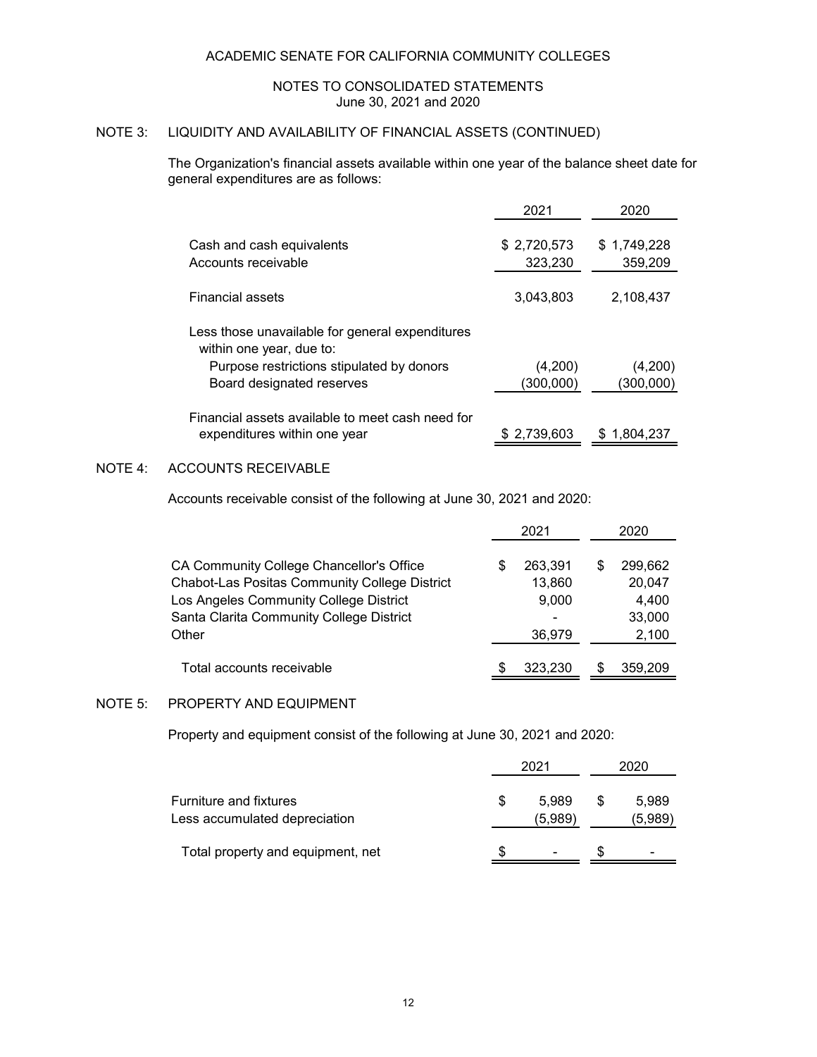ACADEMIC SENATE FOR CALIFORNIA COMMUNITY COLLEGES

NOTES TO CONSOLIDATED STATEMENTS
June 30, 2021 and 2020

## NOTE 3: LIQUIDITY AND AVAILABILITY OF FINANCIAL ASSETS (CONTINUED)

The Organization's financial assets available within one year of the balance sheet date for general expenditures are as follows:

| | 2021 | 2020 |
|---|---|---|
| Cash and cash equivalents | $ 2,720,573 | $ 1,749,228 |
| Accounts receivable | 323,230 | 359,209 |
| Financial assets | 3,043,803 | 2,108,437 |
| Less those unavailable for general expenditures within one year, due to: | | |
| Purpose restrictions stipulated by donors | (4,200) | (4,200) |
| Board designated reserves | (300,000) | (300,000) |
| Financial assets available to meet cash need for expenditures within one year | $ 2,739,603 | $ 1,804,237 |

## NOTE 4: ACCOUNTS RECEIVABLE

Accounts receivable consist of the following at June 30, 2021 and 2020:

| | 2021 | 2020 |
|---|---|---|
| CA Community College Chancellor's Office | $ 263,391 | $ 299,662 |
| Chabot-Las Positas Community College District | 13,860 | 20,047 |
| Los Angeles Community College District | 9,000 | 4,400 |
| Santa Clarita Community College District | - | 33,000 |
| Other | 36,979 | 2,100 |
| Total accounts receivable | $ 323,230 | $ 359,209 |

## NOTE 5: PROPERTY AND EQUIPMENT

Property and equipment consist of the following at June 30, 2021 and 2020:

| | 2021 | 2020 |
|---|---|---|
| Furniture and fixtures | $ 5,989 | $ 5,989 |
| Less accumulated depreciation | (5,989) | (5,989) |
| Total property and equipment, net | $ - | $ - |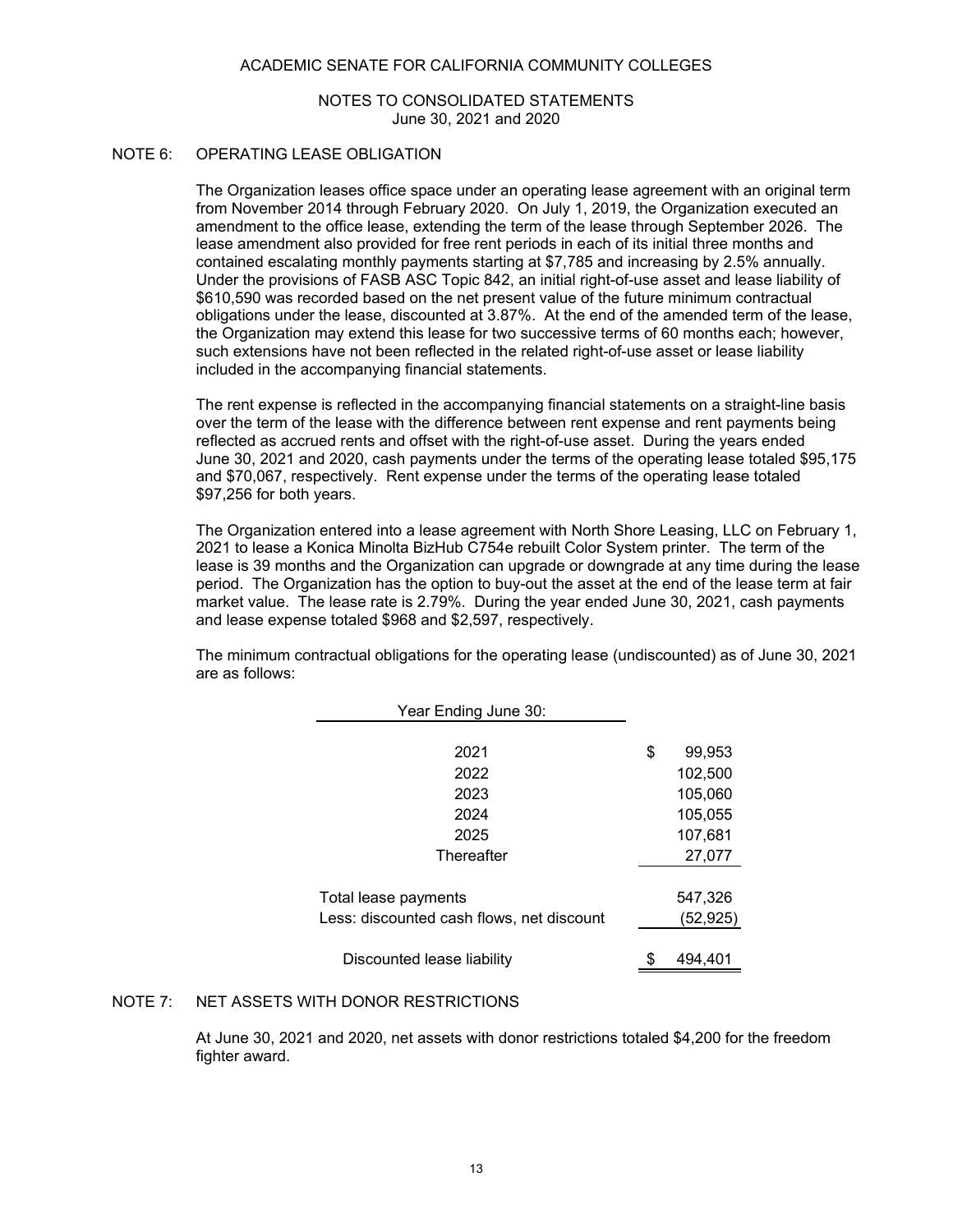ACADEMIC SENATE FOR CALIFORNIA COMMUNITY COLLEGES

NOTES TO CONSOLIDATED STATEMENTS
June 30, 2021 and 2020

## NOTE 6: OPERATING LEASE OBLIGATION

The Organization leases office space under an operating lease agreement with an original term from November 2014 through February 2020. On July 1, 2019, the Organization executed an amendment to the office lease, extending the term of the lease through September 2026. The lease amendment also provided for free rent periods in each of its initial three months and contained escalating monthly payments starting at $7,785 and increasing by 2.5% annually. Under the provisions of FASB ASC Topic 842, an initial right-of-use asset and lease liability of $610,590 was recorded based on the net present value of the future minimum contractual obligations under the lease, discounted at 3.87%. At the end of the amended term of the lease, the Organization may extend this lease for two successive terms of 60 months each; however, such extensions have not been reflected in the related right-of-use asset or lease liability included in the accompanying financial statements.

The rent expense is reflected in the accompanying financial statements on a straight-line basis over the term of the lease with the difference between rent expense and rent payments being reflected as accrued rents and offset with the right-of-use asset. During the years ended June 30, 2021 and 2020, cash payments under the terms of the operating lease totaled $95,175 and $70,067, respectively. Rent expense under the terms of the operating lease totaled $97,256 for both years.

The Organization entered into a lease agreement with North Shore Leasing, LLC on February 1, 2021 to lease a Konica Minolta BizHub C754e rebuilt Color System printer. The term of the lease is 39 months and the Organization can upgrade or downgrade at any time during the lease period. The Organization has the option to buy-out the asset at the end of the lease term at fair market value. The lease rate is 2.79%. During the year ended June 30, 2021, cash payments and lease expense totaled $968 and $2,597, respectively.

The minimum contractual obligations for the operating lease (undiscounted) as of June 30, 2021 are as follows:

| Year Ending June 30: | |
|---|---|
| 2021 | $ 99,953 |
| 2022 | 102,500 |
| 2023 | 105,060 |
| 2024 | 105,055 |
| 2025 | 107,681 |
| Thereafter | 27,077 |
| Total lease payments | 547,326 |
| Less: discounted cash flows, net discount | (52,925) |
| Discounted lease liability | $ 494,401 |

## NOTE 7: NET ASSETS WITH DONOR RESTRICTIONS

At June 30, 2021 and 2020, net assets with donor restrictions totaled $4,200 for the freedom fighter award.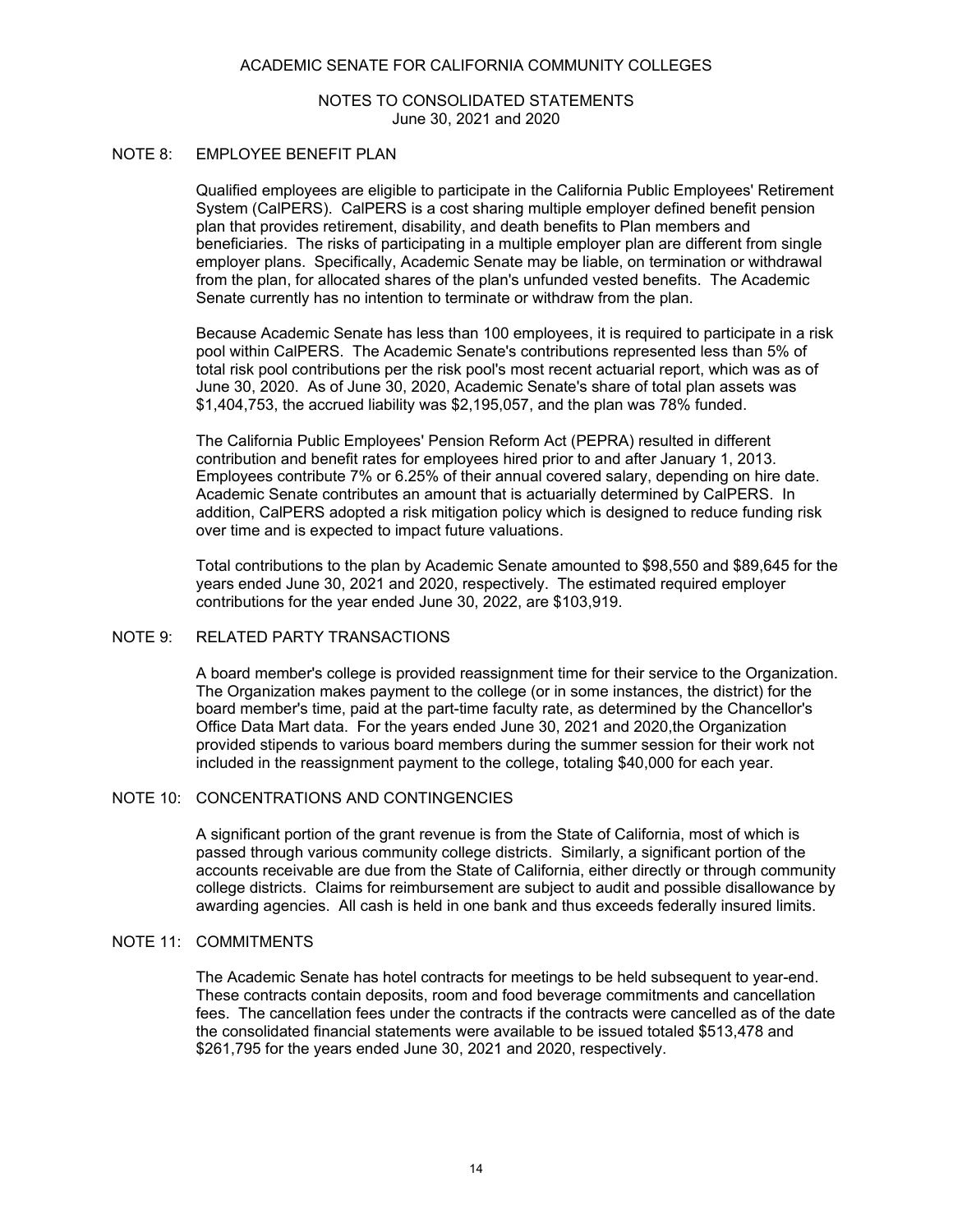ACADEMIC SENATE FOR CALIFORNIA COMMUNITY COLLEGES

NOTES TO CONSOLIDATED STATEMENTS
June 30, 2021 and 2020

## NOTE 8: EMPLOYEE BENEFIT PLAN

Qualified employees are eligible to participate in the California Public Employees' Retirement System (CalPERS). CalPERS is a cost sharing multiple employer defined benefit pension plan that provides retirement, disability, and death benefits to Plan members and beneficiaries. The risks of participating in a multiple employer plan are different from single employer plans. Specifically, Academic Senate may be liable, on termination or withdrawal from the plan, for allocated shares of the plan's unfunded vested benefits. The Academic Senate currently has no intention to terminate or withdraw from the plan.

Because Academic Senate has less than 100 employees, it is required to participate in a risk pool within CalPERS. The Academic Senate's contributions represented less than 5% of total risk pool contributions per the risk pool's most recent actuarial report, which was as of June 30, 2020. As of June 30, 2020, Academic Senate's share of total plan assets was $1,404,753, the accrued liability was $2,195,057, and the plan was 78% funded.

The California Public Employees' Pension Reform Act (PEPRA) resulted in different contribution and benefit rates for employees hired prior to and after January 1, 2013. Employees contribute 7% or 6.25% of their annual covered salary, depending on hire date. Academic Senate contributes an amount that is actuarially determined by CalPERS. In addition, CalPERS adopted a risk mitigation policy which is designed to reduce funding risk over time and is expected to impact future valuations.

Total contributions to the plan by Academic Senate amounted to $98,550 and $89,645 for the years ended June 30, 2021 and 2020, respectively. The estimated required employer contributions for the year ended June 30, 2022, are $103,919.

## NOTE 9: RELATED PARTY TRANSACTIONS

A board member's college is provided reassignment time for their service to the Organization. The Organization makes payment to the college (or in some instances, the district) for the board member's time, paid at the part-time faculty rate, as determined by the Chancellor's Office Data Mart data. For the years ended June 30, 2021 and 2020,the Organization provided stipends to various board members during the summer session for their work not included in the reassignment payment to the college, totaling $40,000 for each year.

## NOTE 10: CONCENTRATIONS AND CONTINGENCIES

A significant portion of the grant revenue is from the State of California, most of which is passed through various community college districts. Similarly, a significant portion of the accounts receivable are due from the State of California, either directly or through community college districts. Claims for reimbursement are subject to audit and possible disallowance by awarding agencies. All cash is held in one bank and thus exceeds federally insured limits.

## NOTE 11: COMMITMENTS

The Academic Senate has hotel contracts for meetings to be held subsequent to year-end. These contracts contain deposits, room and food beverage commitments and cancellation fees. The cancellation fees under the contracts if the contracts were cancelled as of the date the consolidated financial statements were available to be issued totaled $513,478 and $261,795 for the years ended June 30, 2021 and 2020, respectively.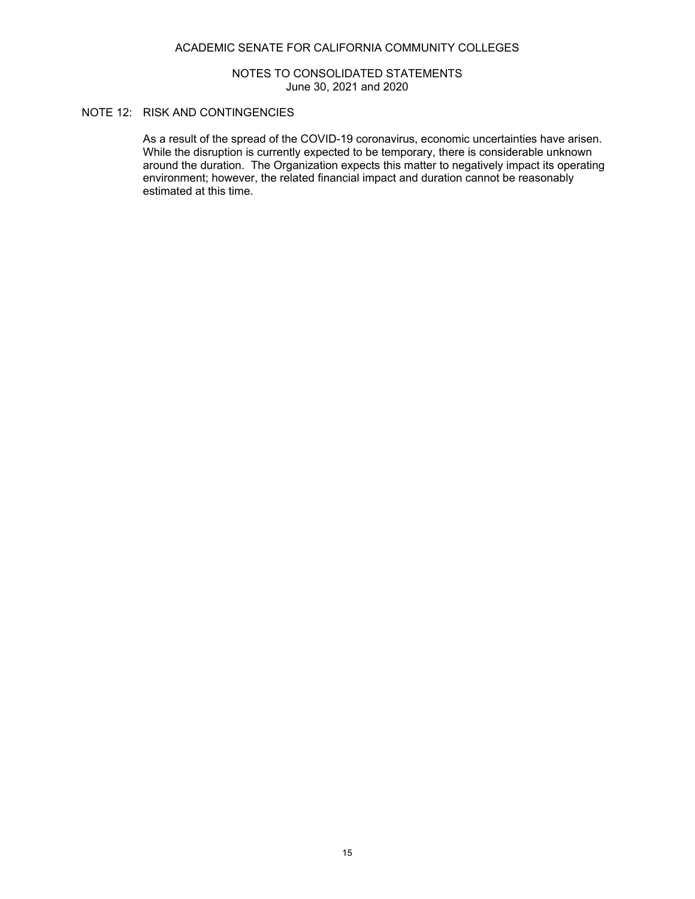## NOTE 12: RISK AND CONTINGENCIES

As a result of the spread of the COVID-19 coronavirus, economic uncertainties have arisen. While the disruption is currently expected to be temporary, there is considerable unknown around the duration. The Organization expects this matter to negatively impact its operating environment; however, the related financial impact and duration cannot be reasonably estimated at this time.